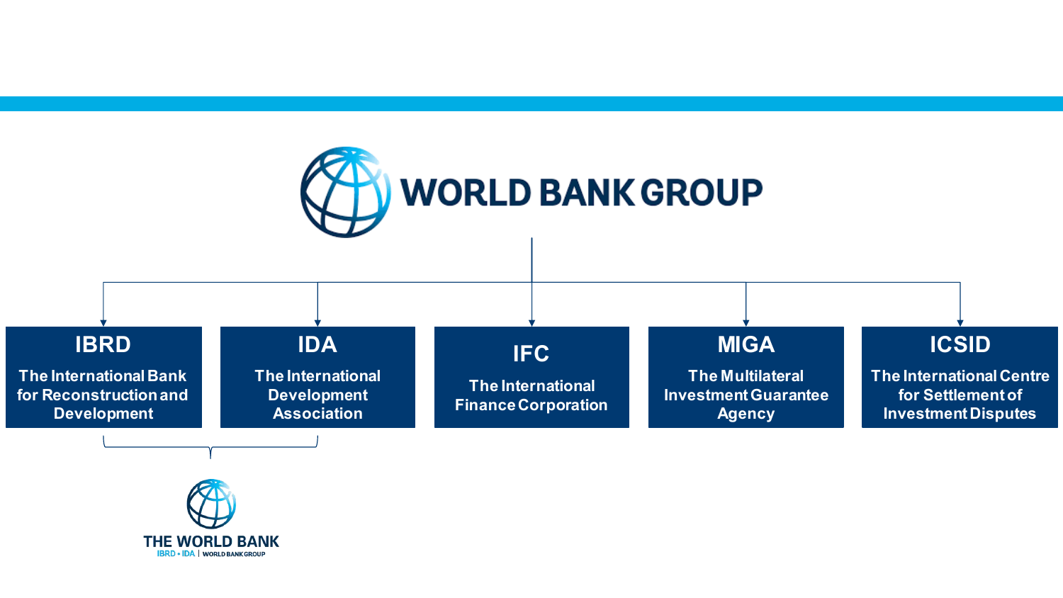# WORLD BANK GROUP

**IBRD**
The International Bank for Reconstruction and Development

**IDA**
The International Development Association

**IFC**
The International Finance Corporation

**MIGA**
The Multilateral Investment Guarantee Agency

**ICSID**
The International Centre for Settlement of Investment Disputes

**THE WORLD BANK**
IBRD • IDA | WORLD BANK GROUP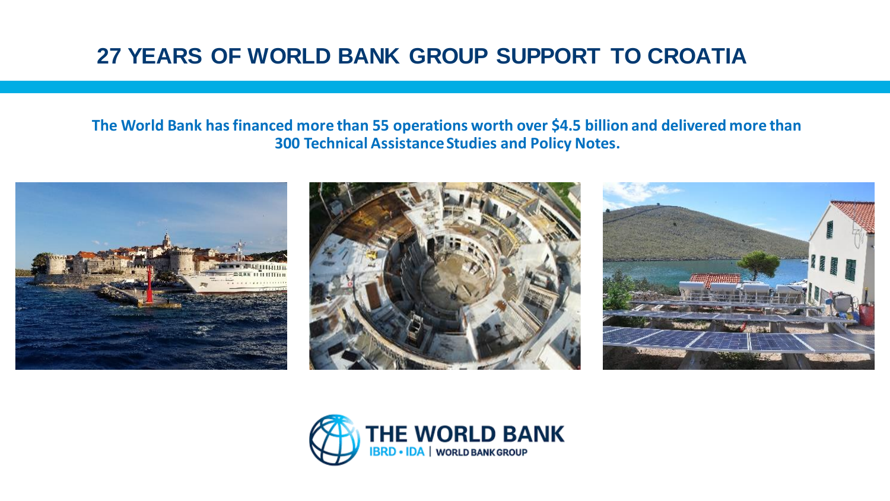# 27 YEARS OF WORLD BANK GROUP SUPPORT TO CROATIA

**The World Bank has financed more than 55 operations worth over $4.5 billion and delivered more than 300 Technical Assistance Studies and Policy Notes.**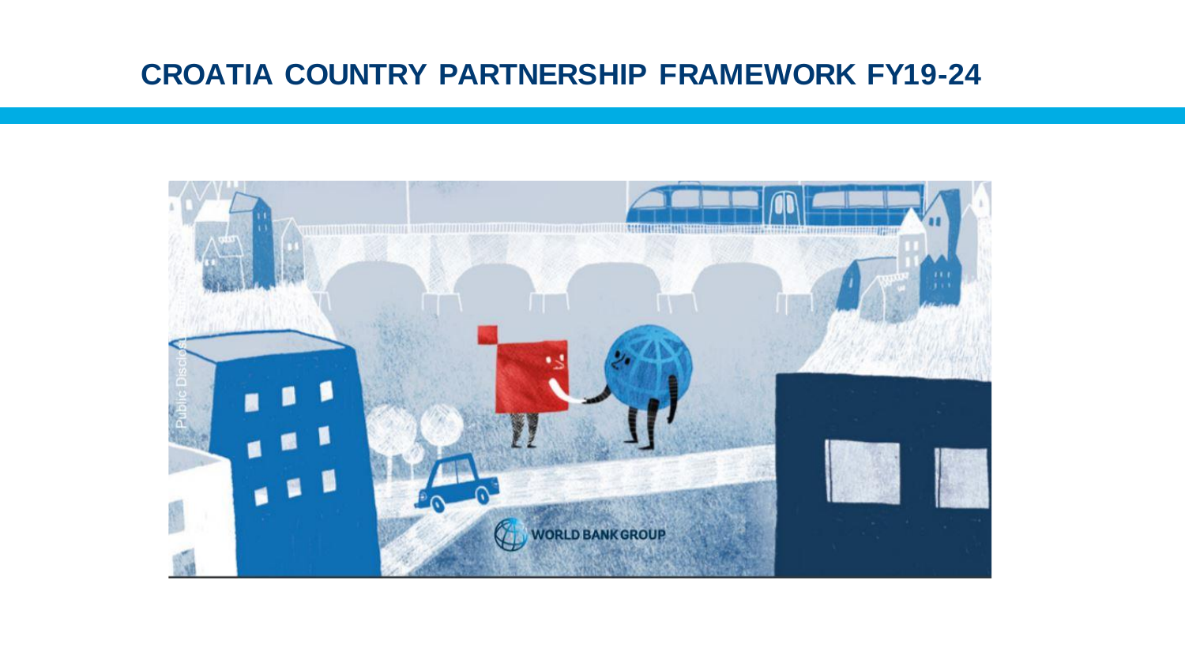# CROATIA COUNTRY PARTNERSHIP FRAMEWORK FY19-24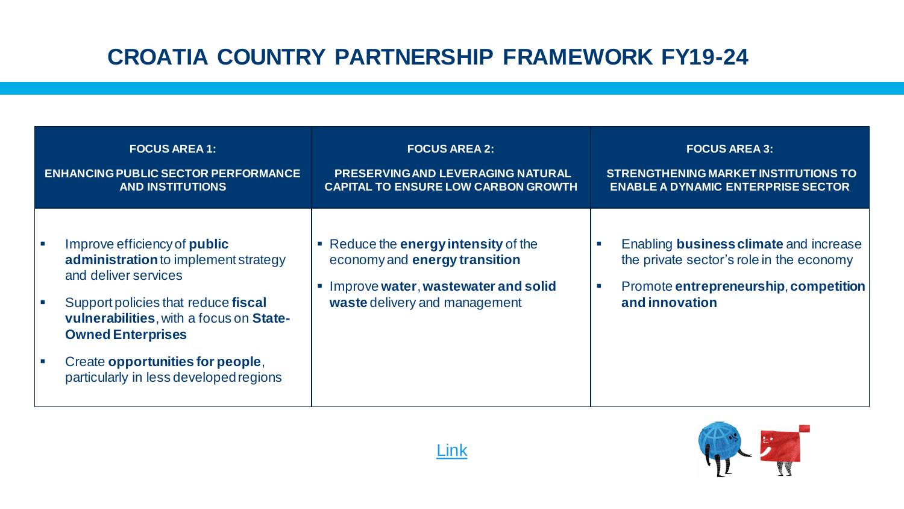# CROATIA COUNTRY PARTNERSHIP FRAMEWORK FY19-24

| FOCUS AREA 1: ENHANCING PUBLIC SECTOR PERFORMANCE AND INSTITUTIONS | FOCUS AREA 2: PRESERVING AND LEVERAGING NATURAL CAPITAL TO ENSURE LOW CARBON GROWTH | FOCUS AREA 3: STRENGTHENING MARKET INSTITUTIONS TO ENABLE A DYNAMIC ENTERPRISE SECTOR |
|---|---|---|
| ▪ Improve efficiency of **public administration** to implement strategy and deliver services<br>▪ Support policies that reduce **fiscal vulnerabilities**, with a focus on **State-Owned Enterprises**<br>▪ Create **opportunities for people**, particularly in less developed regions | ▪ Reduce the **energy intensity** of the economy and **energy transition**<br>▪ Improve **water**, **wastewater and solid waste** delivery and management | ▪ Enabling **business climate** and increase the private sector's role in the economy<br>▪ Promote **entrepreneurship**, **competition and innovation** |

Link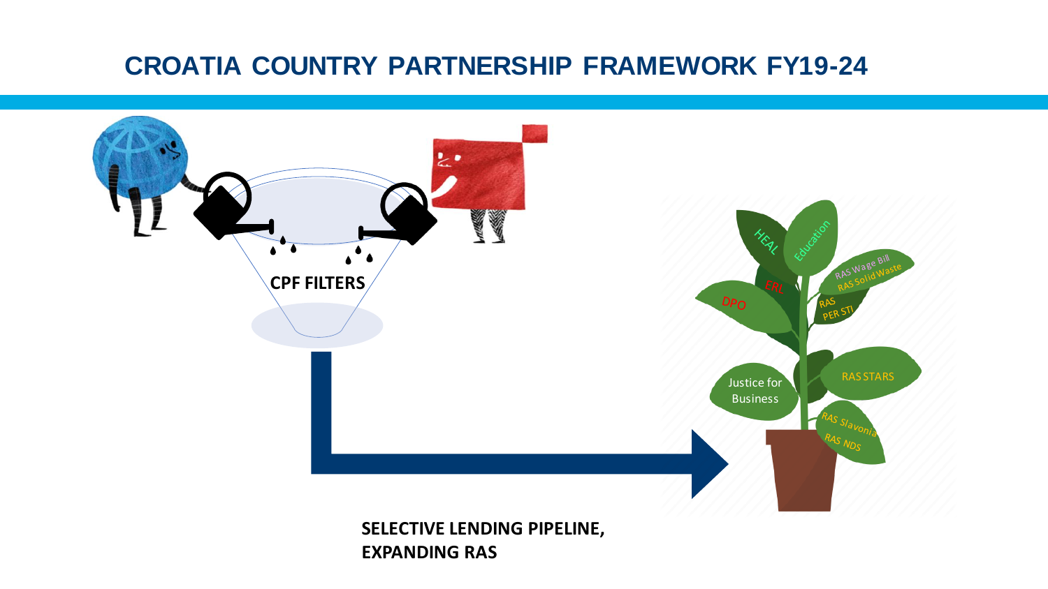# CROATIA COUNTRY PARTNERSHIP FRAMEWORK FY19-24

**CPF FILTERS**

HEAL

Education

RAS Wage Bill

RAS Solid Waste

ERL

RAS PER STI

DPO

Justice for Business

RAS STARS

RAS Slavonia

RAS NDS

**SELECTIVE LENDING PIPELINE,**
**EXPANDING RAS**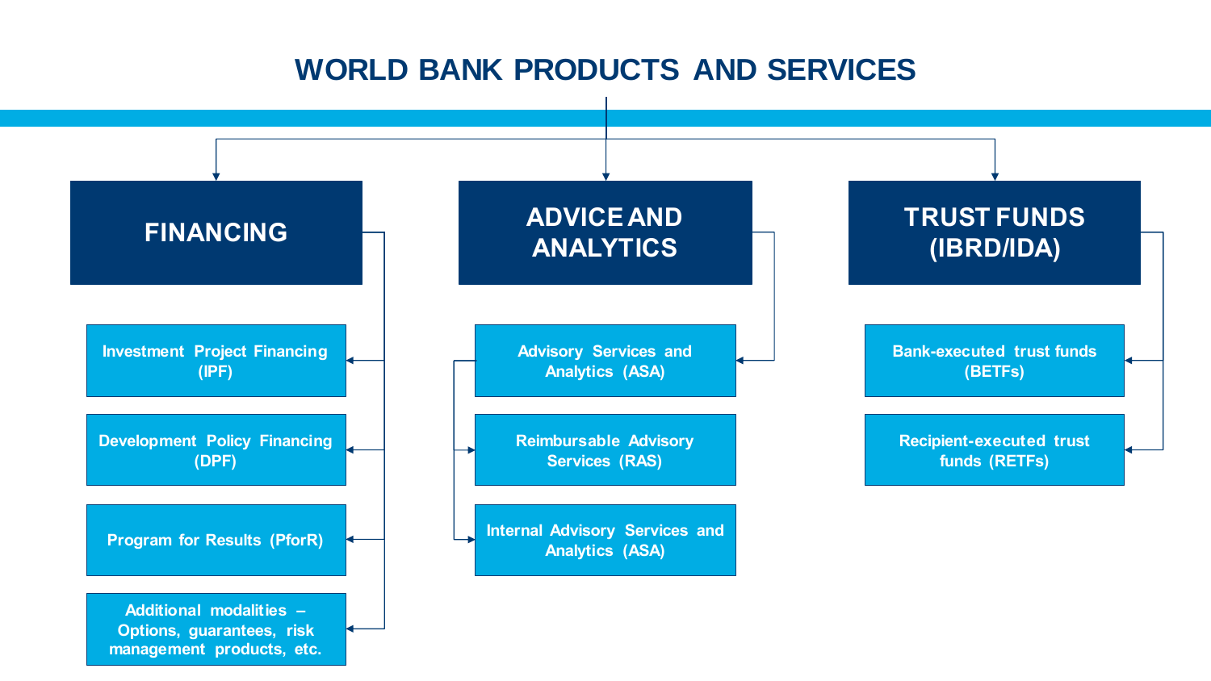# WORLD BANK PRODUCTS AND SERVICES

## FINANCING

- Investment Project Financing (IPF)
- Development Policy Financing (DPF)
- Program for Results (PforR)
- Additional modalities – Options, guarantees, risk management products, etc.

## ADVICE AND ANALYTICS

- Advisory Services and Analytics (ASA)
  - Reimbursable Advisory Services (RAS)
  - Internal Advisory Services and Analytics (ASA)

## TRUST FUNDS (IBRD/IDA)

- Bank-executed trust funds (BETFs)
- Recipient-executed trust funds (RETFs)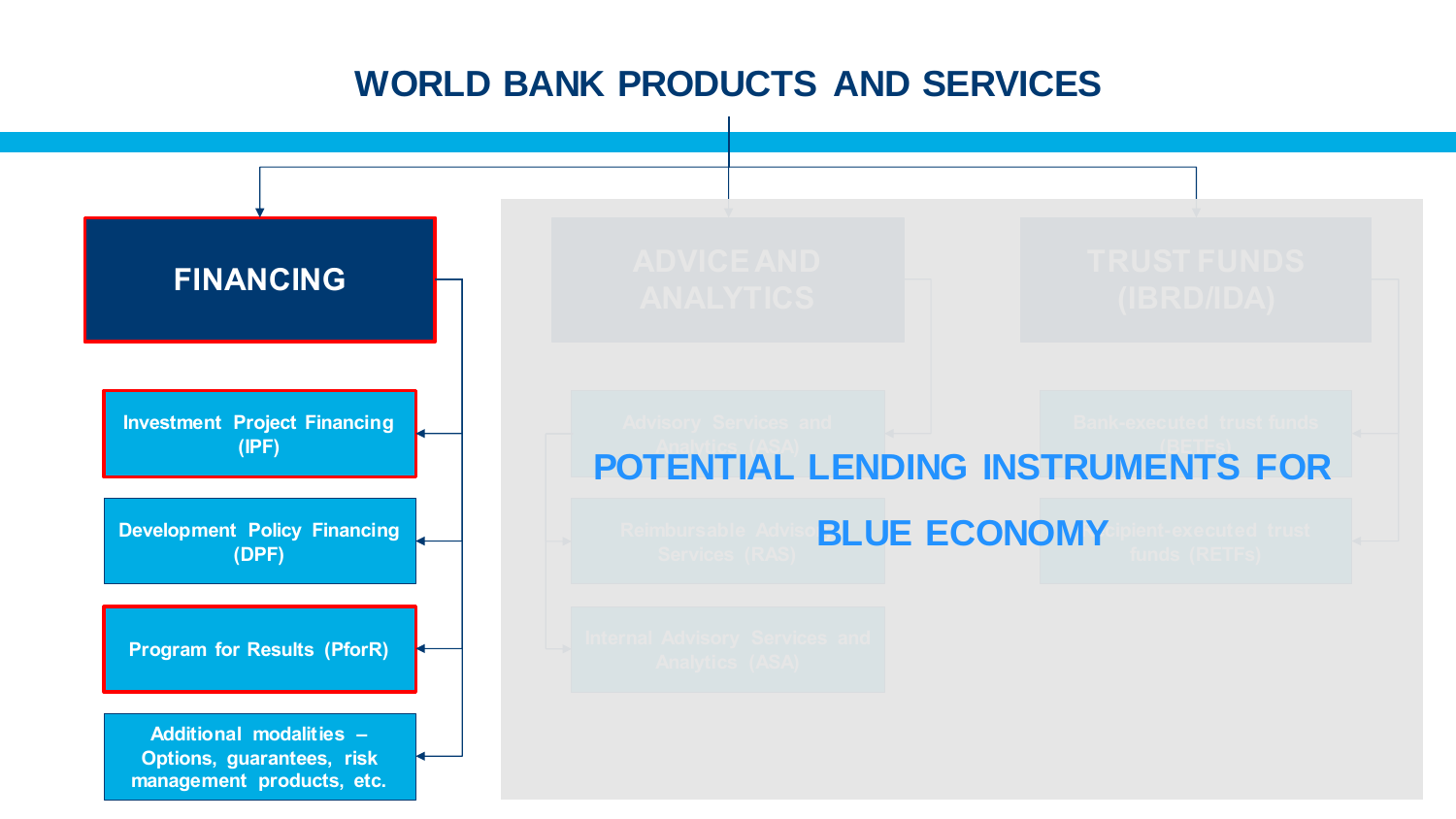# WORLD BANK PRODUCTS AND SERVICES

## FINANCING

- Investment Project Financing (IPF)
- Development Policy Financing (DPF)
- Program for Results (PforR)
- Additional modalities – Options, guarantees, risk management products, etc.

## ADVICE AND ANALYTICS

- Advisory Services and Analytics (ASA)
- Reimbursable Advisory Services (RAS)
- Internal Advisory Services and Analytics (ASA)

## TRUST FUNDS (IBRD/IDA)

- Bank-executed trust funds (BETFs)
- Recipient-executed trust funds (RETFs)

**POTENTIAL LENDING INSTRUMENTS FOR BLUE ECONOMY**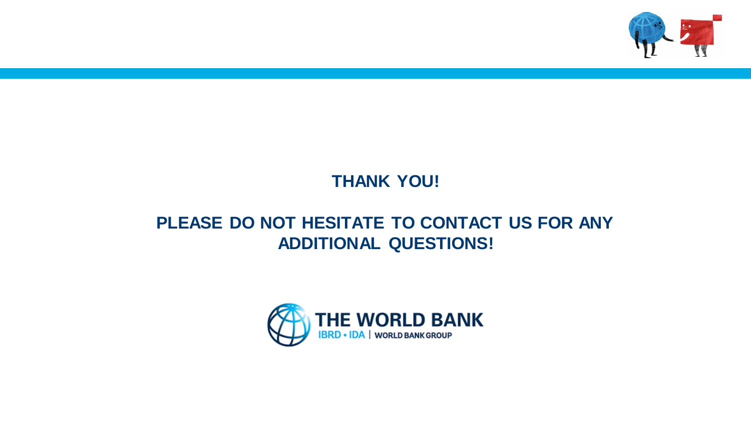**THANK YOU!**

**PLEASE DO NOT HESITATE TO CONTACT US FOR ANY ADDITIONAL QUESTIONS!**

THE WORLD BANK
IBRD • IDA | WORLD BANK GROUP